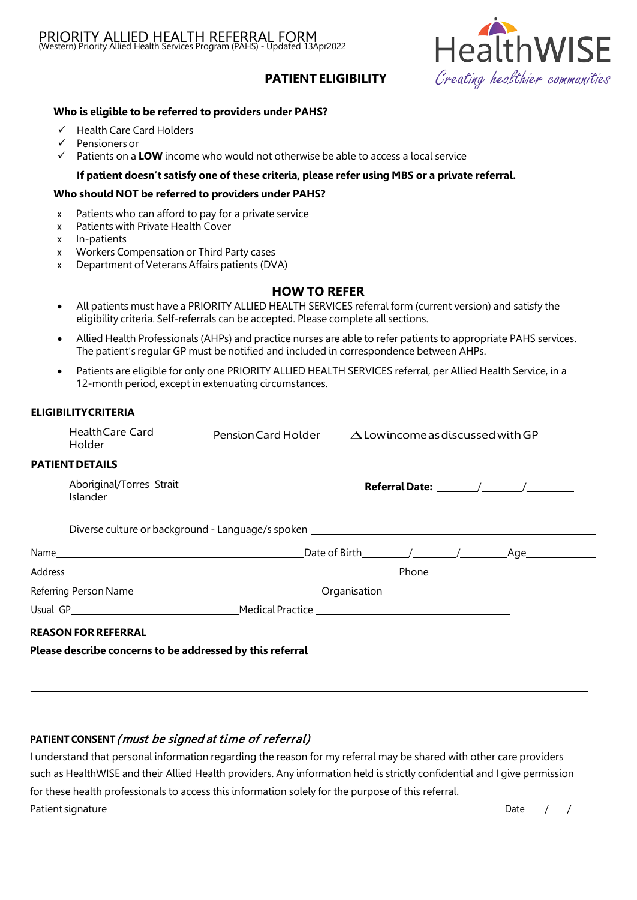# PRIORITY ALLIED HEALTH REFERRAL FORM

(Western) Priority Allied Health Services Program (PAHS) - Updated 13Apr2022

HealthWISE
*Creating healthier communities*

## PATIENT ELIGIBILITY

**Who is eligible to be referred to providers under PAHS?**

- ✓ Health Care Card Holders
- ✓ Pensioners or
- ✓ Patients on a **LOW** income who would not otherwise be able to access a local service

**If patient doesn't satisfy one of these criteria, please refer using MBS or a private referral.**

**Who should NOT be referred to providers under PAHS?**

- x Patients who can afford to pay for a private service
- x Patients with Private Health Cover
- x In-patients
- x Workers Compensation or Third Party cases
- x Department of Veterans Affairs patients (DVA)

## HOW TO REFER

- All patients must have a PRIORITY ALLIED HEALTH SERVICES referral form (current version) and satisfy the eligibility criteria. Self-referrals can be accepted. Please complete all sections.
- Allied Health Professionals (AHPs) and practice nurses are able to refer patients to appropriate PAHS services. The patient's regular GP must be notified and included in correspondence between AHPs.
- Patients are eligible for only one PRIORITY ALLIED HEALTH SERVICES referral, per Allied Health Service, in a 12-month period, except in extenuating circumstances.

**ELIGIBILITY CRITERIA**

HealthCare Card Holder    Pension Card Holder    △ Low income as discussed with GP

**PATIENT DETAILS**

Aboriginal/Torres Strait Islander    **Referral Date:** ______/______/______

Diverse culture or background - Language/s spoken ____________________

Name ____________________ Date of Birth ______/______/______ Age ________

Address ____________________ Phone ____________________

Referring Person Name ____________________ Organisation ____________________

Usual GP ____________________ Medical Practice ____________________

**REASON FOR REFERRAL**

**Please describe concerns to be addressed by this referral**

______________________________________________________________

______________________________________________________________

______________________________________________________________

**PATIENT CONSENT** *(must be signed at time of referral)*

I understand that personal information regarding the reason for my referral may be shared with other care providers such as HealthWISE and their Allied Health providers. Any information held is strictly confidential and I give permission for these health professionals to access this information solely for the purpose of this referral.

Patient signature ____________________ Date ___/___/___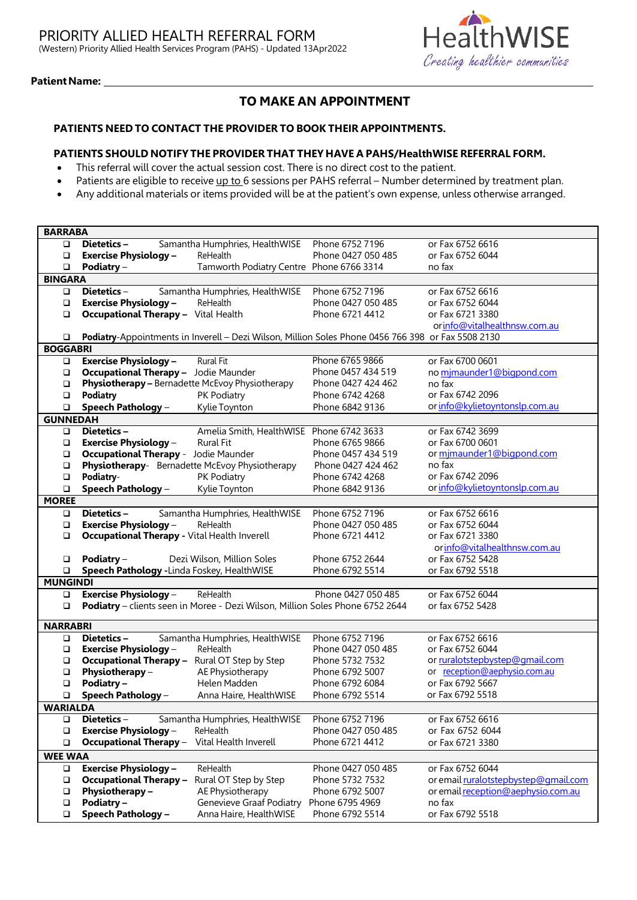# PRIORITY ALLIED HEALTH REFERRAL FORM

(Western) Priority Allied Health Services Program (PAHS) - Updated 13Apr2022

HealthWISE
*Creating healthier communities*

**Patient Name:** ______________________________

## TO MAKE AN APPOINTMENT

**PATIENTS NEED TO CONTACT THE PROVIDER TO BOOK THEIR APPOINTMENTS.**

**PATIENTS SHOULD NOTIFY THE PROVIDER THAT THEY HAVE A PAHS/HealthWISE REFERRAL FORM.**

- This referral will cover the actual session cost. There is no direct cost to the patient.
- Patients are eligible to receive up to 6 sessions per PAHS referral – Number determined by treatment plan.
- Any additional materials or items provided will be at the patient's own expense, unless otherwise arranged.

| | | | | |
|---|---|---|---|---|
| **BARRABA** | | | | |
| ❑ **Dietetics –** | Samantha Humphries, HealthWISE | Phone 6752 7196 | or Fax 6752 6616 |
| ❑ **Exercise Physiology –** | ReHealth | Phone 0427 050 485 | or Fax 6752 6044 |
| ❑ **Podiatry –** | Tamworth Podiatry Centre | Phone 6766 3314 | no fax |
| **BINGARA** | | | | |
| ❑ **Dietetics –** | Samantha Humphries, HealthWISE | Phone 6752 7196 | or Fax 6752 6616 |
| ❑ **Exercise Physiology –** | ReHealth | Phone 0427 050 485 | or Fax 6752 6044 |
| ❑ **Occupational Therapy –** | Vital Health | Phone 6721 4412 | or Fax 6721 3380 or info@vitalhealthnsw.com.au |
| ❑ **Podiatry**-Appointments in Inverell – | Dezi Wilson, Million Soles | Phone 0456 766 398 | or Fax 5508 2130 |
| **BOGGABRI** | | | | |
| ❑ **Exercise Physiology –** | Rural Fit | Phone 6765 9866 | or Fax 6700 0601 |
| ❑ **Occupational Therapy –** | Jodie Maunder | Phone 0457 434 519 | no mjmaunder1@bigpond.com |
| ❑ **Physiotherapy –** | Bernadette McEvoy Physiotherapy | Phone 0427 424 462 | no fax |
| ❑ **Podiatry** | PK Podiatry | Phone 6742 4268 | or Fax 6742 2096 |
| ❑ **Speech Pathology –** | Kylie Toynton | Phone 6842 9136 | or info@kylietoyntonslp.com.au |
| **GUNNEDAH** | | | | |
| ❑ **Dietetics –** | Amelia Smith, HealthWISE | Phone 6742 3633 | or Fax 6742 3699 |
| ❑ **Exercise Physiology –** | Rural Fit | Phone 6765 9866 | or Fax 6700 0601 |
| ❑ **Occupational Therapy -** | Jodie Maunder | Phone 0457 434 519 | or mjmaunder1@bigpond.com |
| ❑ **Physiotherapy-** | Bernadette McEvoy Physiotherapy | Phone 0427 424 462 | no fax |
| ❑ **Podiatry-** | PK Podiatry | Phone 6742 4268 | or Fax 6742 2096 |
| ❑ **Speech Pathology –** | Kylie Toynton | Phone 6842 9136 | or info@kylietoyntonslp.com.au |
| **MOREE** | | | | |
| ❑ **Dietetics –** | Samantha Humphries, HealthWISE | Phone 6752 7196 | or Fax 6752 6616 |
| ❑ **Exercise Physiology –** | ReHealth | Phone 0427 050 485 | or Fax 6752 6044 |
| ❑ **Occupational Therapy -** | Vital Health Inverell | Phone 6721 4412 | or Fax 6721 3380 or info@vitalhealthnsw.com.au |
| ❑ **Podiatry –** | Dezi Wilson, Million Soles | Phone 6752 2644 | or Fax 6752 5428 |
| ❑ **Speech Pathology -** | Linda Foskey, HealthWISE | Phone 6792 5514 | or Fax 6792 5518 |
| **MUNGINDI** | | | | |
| ❑ **Exercise Physiology –** | ReHealth | Phone 0427 050 485 | or Fax 6752 6044 |
| ❑ **Podiatry** – clients seen in Moree - | Dezi Wilson, Million Soles | Phone 6752 2644 | or fax 6752 5428 |
| **NARRABRI** | | | | |
| ❑ **Dietetics –** | Samantha Humphries, HealthWISE | Phone 6752 7196 | or Fax 6752 6616 |
| ❑ **Exercise Physiology –** | ReHealth | Phone 0427 050 485 | or Fax 6752 6044 |
| ❑ **Occupational Therapy –** | Rural OT Step by Step | Phone 5732 7532 | or ruralotstepbystep@gmail.com |
| ❑ **Physiotherapy –** | AE Physiotherapy | Phone 6792 5007 | or reception@aephysio.com.au |
| ❑ **Podiatry –** | Helen Madden | Phone 6792 6084 | or Fax 6792 5667 |
| ❑ **Speech Pathology –** | Anna Haire, HealthWISE | Phone 6792 5514 | or Fax 6792 5518 |
| **WARIALDA** | | | | |
| ❑ **Dietetics –** | Samantha Humphries, HealthWISE | Phone 6752 7196 | or Fax 6752 6616 |
| ❑ **Exercise Physiology –** | ReHealth | Phone 0427 050 485 | or Fax 6752 6044 |
| ❑ **Occupational Therapy –** | Vital Health Inverell | Phone 6721 4412 | or Fax 6721 3380 |
| **WEE WAA** | | | | |
| ❑ **Exercise Physiology –** | ReHealth | Phone 0427 050 485 | or Fax 6752 6044 |
| ❑ **Occupational Therapy –** | Rural OT Step by Step | Phone 5732 7532 | or email ruralotstepbystep@gmail.com |
| ❑ **Physiotherapy –** | AE Physiotherapy | Phone 6792 5007 | or email reception@aephysio.com.au |
| ❑ **Podiatry –** | Genevieve Graaf Podiatry | Phone 6795 4969 | no fax |
| ❑ **Speech Pathology –** | Anna Haire, HealthWISE | Phone 6792 5514 | or Fax 6792 5518 |